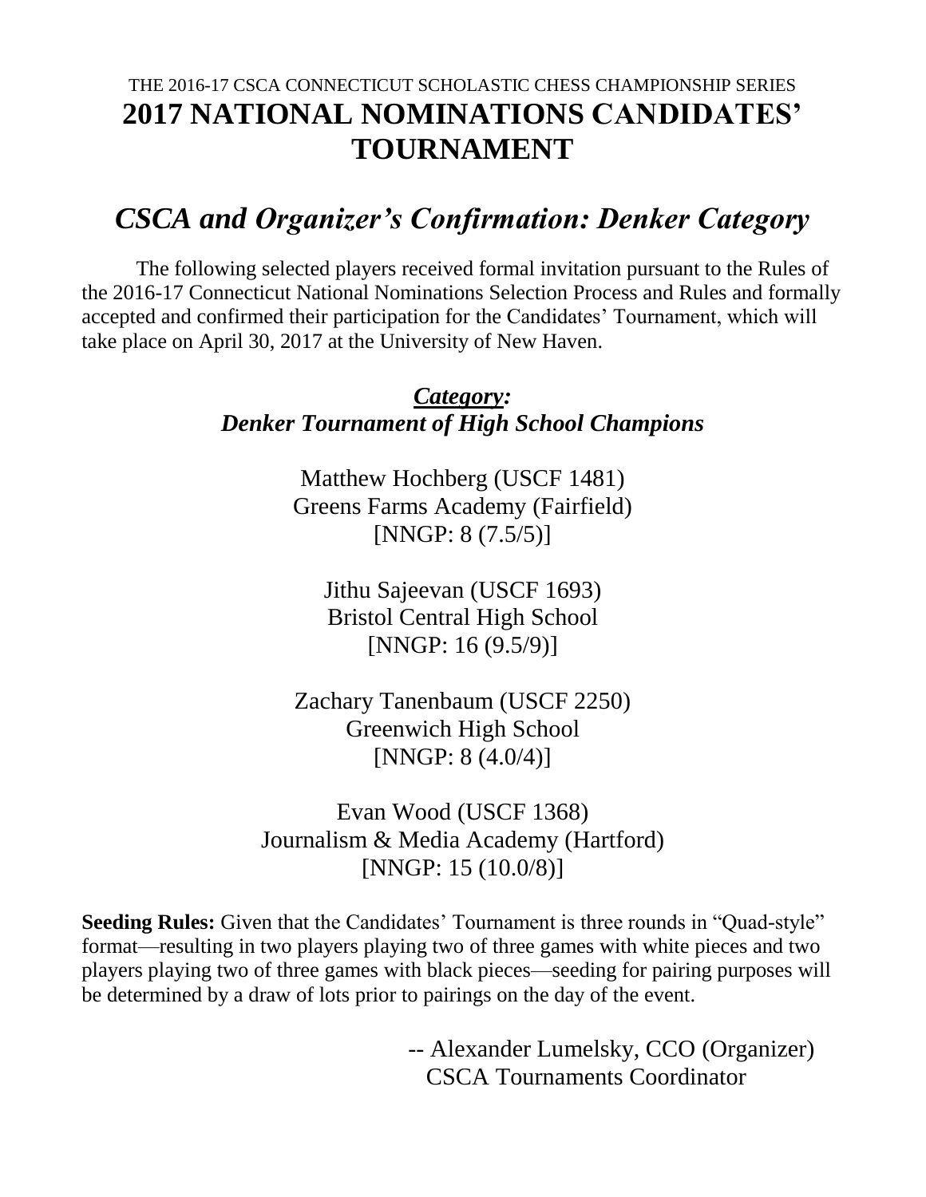THE 2016-17 CSCA CONNECTICUT SCHOLASTIC CHESS CHAMPIONSHIP SERIES

# 2017 NATIONAL NOMINATIONS CANDIDATES' TOURNAMENT

## *CSCA and Organizer's Confirmation: Denker Category*

The following selected players received formal invitation pursuant to the Rules of the 2016-17 Connecticut National Nominations Selection Process and Rules and formally accepted and confirmed their participation for the Candidates' Tournament, which will take place on April 30, 2017 at the University of New Haven.

***Category:***
***Denker Tournament of High School Champions***

Matthew Hochberg (USCF 1481)
Greens Farms Academy (Fairfield)
[NNGP: 8 (7.5/5)]

Jithu Sajeevan (USCF 1693)
Bristol Central High School
[NNGP: 16 (9.5/9)]

Zachary Tanenbaum (USCF 2250)
Greenwich High School
[NNGP: 8 (4.0/4)]

Evan Wood (USCF 1368)
Journalism & Media Academy (Hartford)
[NNGP: 15 (10.0/8)]

**Seeding Rules:** Given that the Candidates' Tournament is three rounds in "Quad-style" format—resulting in two players playing two of three games with white pieces and two players playing two of three games with black pieces—seeding for pairing purposes will be determined by a draw of lots prior to pairings on the day of the event.

-- Alexander Lumelsky, CCO (Organizer)
CSCA Tournaments Coordinator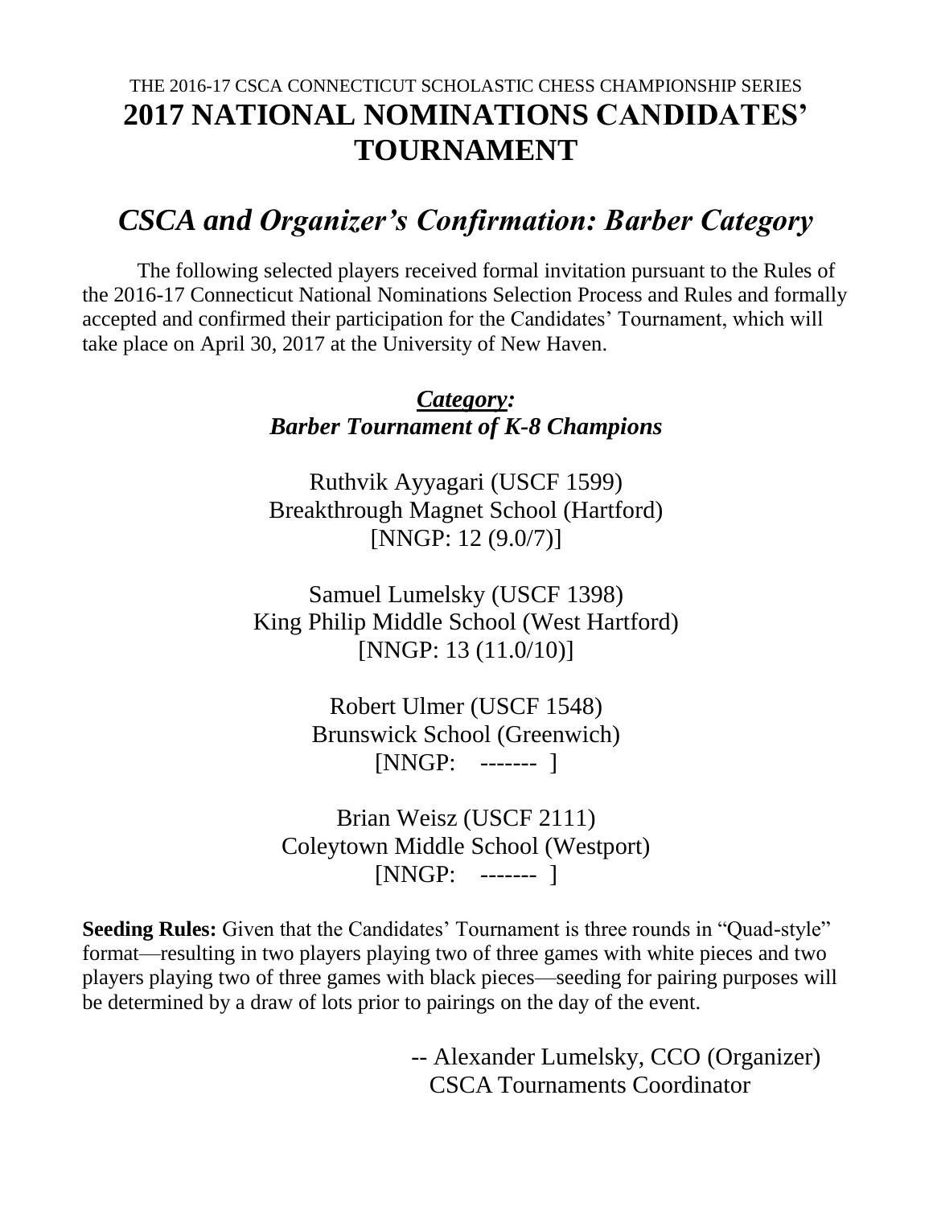THE 2016-17 CSCA CONNECTICUT SCHOLASTIC CHESS CHAMPIONSHIP SERIES

# 2017 NATIONAL NOMINATIONS CANDIDATES' TOURNAMENT

## *CSCA and Organizer's Confirmation: Barber Category*

The following selected players received formal invitation pursuant to the Rules of the 2016-17 Connecticut National Nominations Selection Process and Rules and formally accepted and confirmed their participation for the Candidates' Tournament, which will take place on April 30, 2017 at the University of New Haven.

***Category:***
***Barber Tournament of K-8 Champions***

Ruthvik Ayyagari (USCF 1599)
Breakthrough Magnet School (Hartford)
[NNGP: 12 (9.0/7)]

Samuel Lumelsky (USCF 1398)
King Philip Middle School (West Hartford)
[NNGP: 13 (11.0/10)]

Robert Ulmer (USCF 1548)
Brunswick School (Greenwich)
[NNGP: ------- ]

Brian Weisz (USCF 2111)
Coleytown Middle School (Westport)
[NNGP: ------- ]

**Seeding Rules:** Given that the Candidates' Tournament is three rounds in "Quad-style" format—resulting in two players playing two of three games with white pieces and two players playing two of three games with black pieces—seeding for pairing purposes will be determined by a draw of lots prior to pairings on the day of the event.

-- Alexander Lumelsky, CCO (Organizer)
CSCA Tournaments Coordinator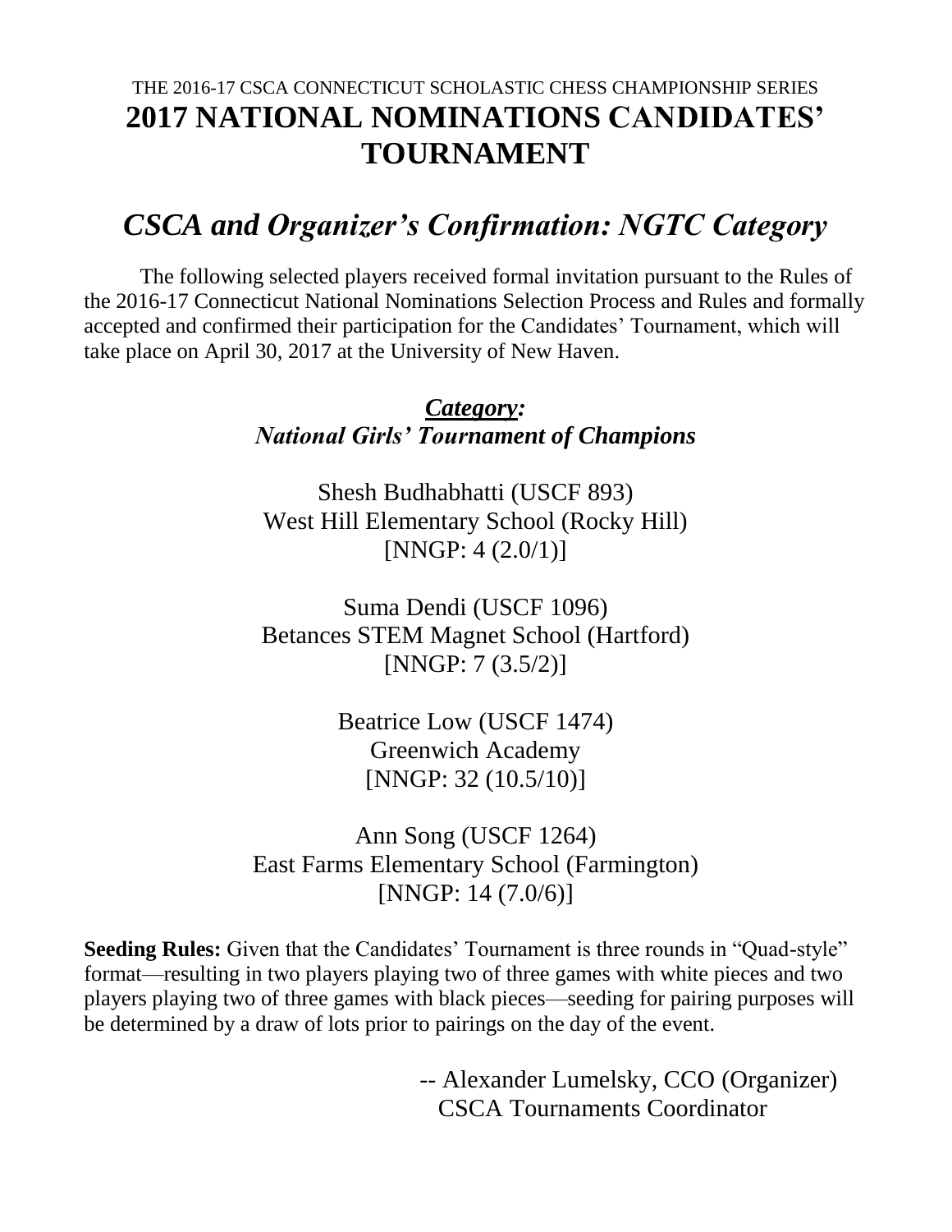THE 2016-17 CSCA CONNECTICUT SCHOLASTIC CHESS CHAMPIONSHIP SERIES

# 2017 NATIONAL NOMINATIONS CANDIDATES' TOURNAMENT

## *CSCA and Organizer's Confirmation: NGTC Category*

The following selected players received formal invitation pursuant to the Rules of the 2016-17 Connecticut National Nominations Selection Process and Rules and formally accepted and confirmed their participation for the Candidates' Tournament, which will take place on April 30, 2017 at the University of New Haven.

***Category:***
***National Girls' Tournament of Champions***

Shesh Budhabhatti (USCF 893)
West Hill Elementary School (Rocky Hill)
[NNGP: 4 (2.0/1)]

Suma Dendi (USCF 1096)
Betances STEM Magnet School (Hartford)
[NNGP: 7 (3.5/2)]

Beatrice Low (USCF 1474)
Greenwich Academy
[NNGP: 32 (10.5/10)]

Ann Song (USCF 1264)
East Farms Elementary School (Farmington)
[NNGP: 14 (7.0/6)]

**Seeding Rules:** Given that the Candidates' Tournament is three rounds in "Quad-style" format—resulting in two players playing two of three games with white pieces and two players playing two of three games with black pieces—seeding for pairing purposes will be determined by a draw of lots prior to pairings on the day of the event.

-- Alexander Lumelsky, CCO (Organizer)
CSCA Tournaments Coordinator